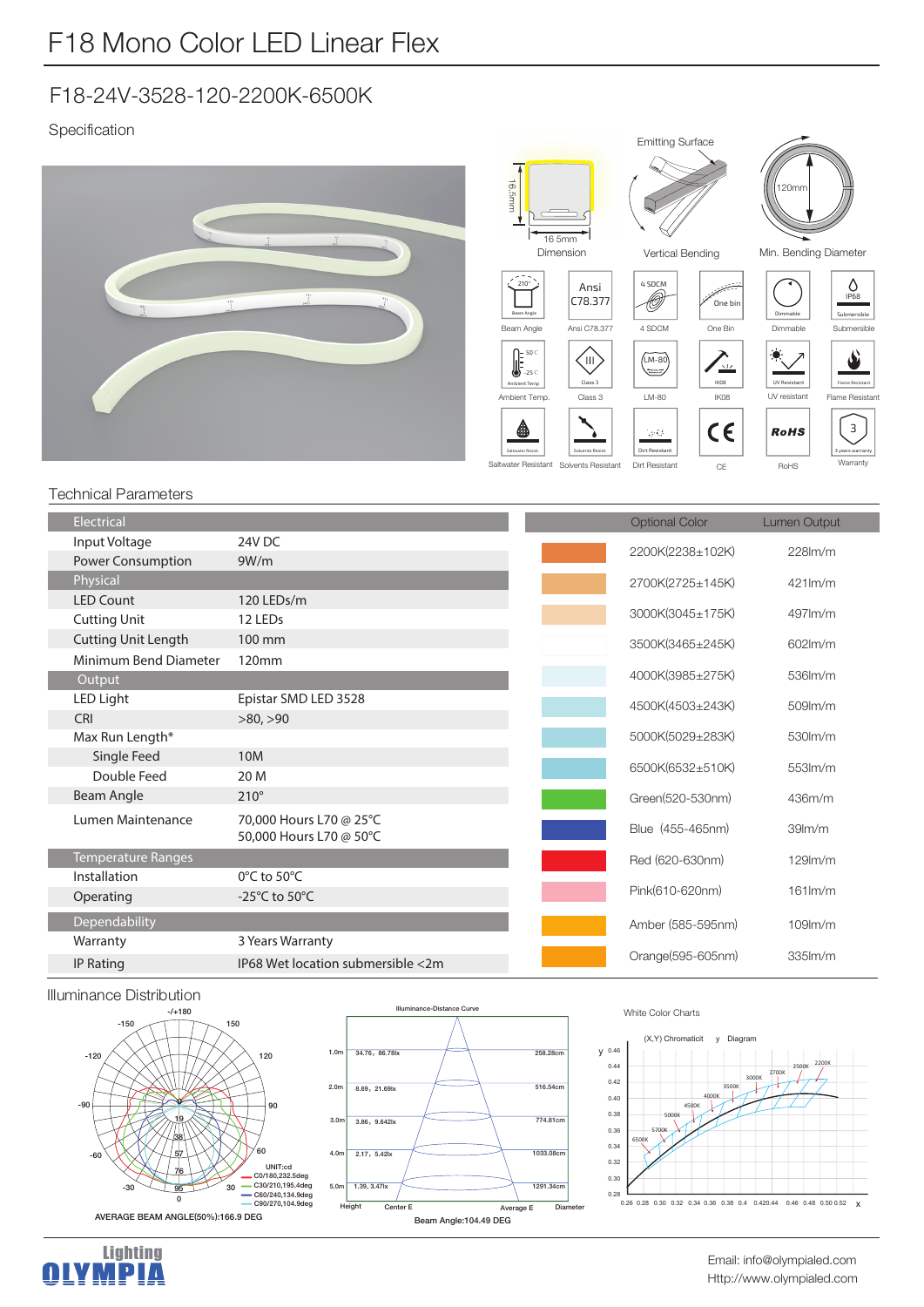# F18 Mono Color LED Linear Flex

## F18-24V-3528-120-2200K-6500K

### Specification

16.5mm × 16.5mm Dimension | Emitting Surface — Vertical Bending | 120mm Min. Bending Diameter

Beam Angle | Ansi C78.377 | 4 SDCM | One Bin | Dimmable | Submersible | Ambient Temp. | Class 3 | LM-80 | IK08 | UV resistant | Flame Resistant | Saltwater Resistant | Solvents Resistant | Dirt Resistant | CE | RoHS | Warranty

### Technical Parameters

| Electrical | |
|---|---|
| Input Voltage | 24V DC |
| Power Consumption | 9W/m |
| **Physical** | |
| LED Count | 120 LEDs/m |
| Cutting Unit | 12 LEDs |
| Cutting Unit Length | 100 mm |
| Minimum Bend Diameter | 120mm |
| **Output** | |
| LED Light | Epistar SMD LED 3528 |
| CRI | >80, >90 |
| Max Run Length* | |
| Single Feed | 10M |
| Double Feed | 20 M |
| Beam Angle | 210° |
| Lumen Maintenance | 70,000 Hours L70 @ 25°C<br>50,000 Hours L70 @ 50°C |
| **Temperature Ranges** | |
| Installation | 0°C to 50°C |
| Operating | -25°C to 50°C |
| **Dependability** | |
| Warranty | 3 Years Warranty |
| IP Rating | IP68 Wet location submersible <2m |

| Optional Color | Lumen Output |
|---|---|
| 2200K(2238±102K) | 228lm/m |
| 2700K(2725±145K) | 421lm/m |
| 3000K(3045±175K) | 497lm/m |
| 3500K(3465±245K) | 602lm/m |
| 4000K(3985±275K) | 536lm/m |
| 4500K(4503±243K) | 509lm/m |
| 5000K(5029±283K) | 530lm/m |
| 6500K(6532±510K) | 553lm/m |
| Green(520-530nm) | 436m/m |
| Blue (455-465nm) | 39lm/m |
| Red (620-630nm) | 129lm/m |
| Pink(610-620nm) | 161lm/m |
| Amber (585-595nm) | 109lm/m |
| Orange(595-605nm) | 335lm/m |

### Illuminance Distribution

UNIT:cd
C0/180,232.5deg
C30/210,195.4deg
C60/240,134.9deg
C90/270,104.9deg

AVERAGE BEAM ANGLE(50%):166.9 DEG

Illuminance-Distance Curve

| Height | Center E, Average E | Diameter |
|---|---|---|
| 1.0m | 34.76, 86.78lx | 258.28cm |
| 2.0m | 8.69, 21.69lx | 516.54cm |
| 3.0m | 3.86, 9.642lx | 774.81cm |
| 4.0m | 2.17, 5.42lx | 1033.08cm |
| 5.0m | 1.39, 3.47lx | 1291.34cm |

Beam Angle:104.49 DEG

White Color Charts

(X,Y) Chromaticit y Diagram

Email: info@olympialed.com
Http://www.olympialed.com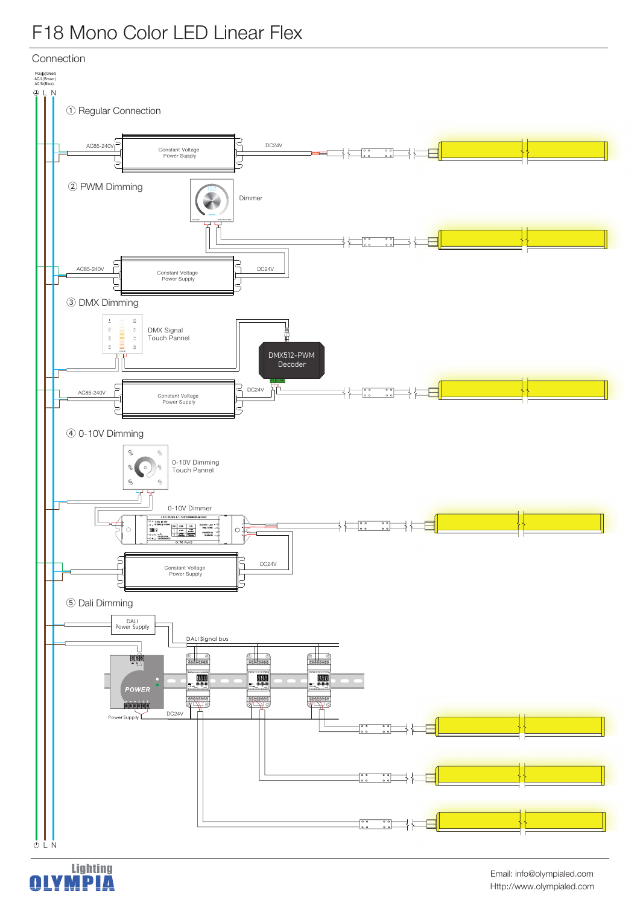# F18 Mono Color LED Linear Flex

## Connection

FG⏚(Green)
AC/L(Brown)
AC/N(Blue)

⏚ L N

① Regular Connection

AC85-240V

Constant Voltage Power Supply

DC24V

② PWM Dimming

Dimmer

AC85-240V

Constant Voltage Power Supply

DC24V

③ DMX Dimming

DMX Signal Touch Pannel

DMX512-PWM Decoder

AC85-240V

Constant Voltage Power Supply

DC24V

④ 0-10V Dimming

0-10V Dimming Touch Pannel

0-10V Dimmer

Constant Voltage Power Supply

DC24V

⑤ Dali Dimming

DALI Power Supply

DALI Signal bus

POWER

Power Supply

DC24V

⏚ L N

Lighting
OLYMPIA

Email: info@olympialed.com
Http://www.olympialed.com